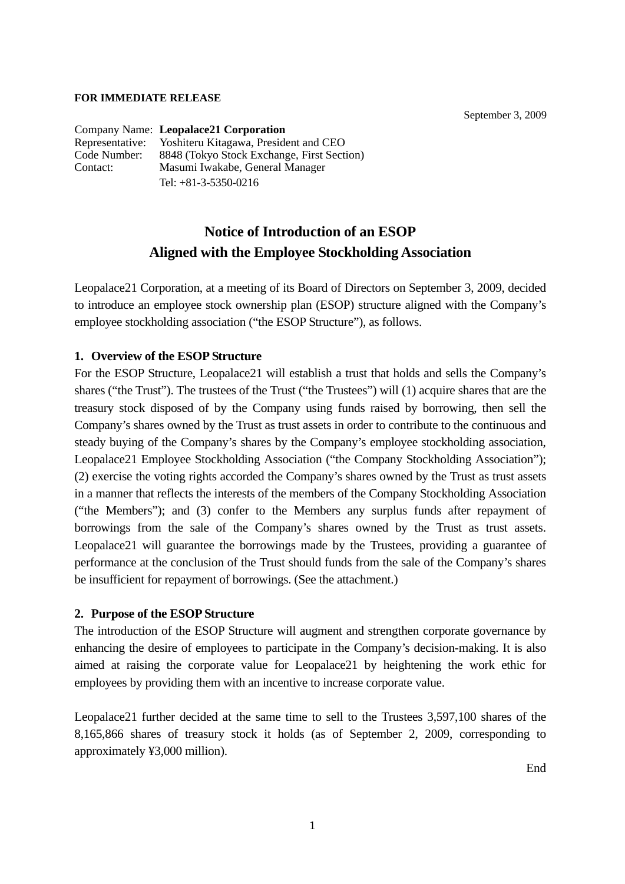**FOR IMMEDIATE RELEASE**

September 3, 2009

Company Name: **Leopalace21 Corporation**
Representative: Yoshiteru Kitagawa, President and CEO
Code Number: 8848 (Tokyo Stock Exchange, First Section)
Contact: Masumi Iwakabe, General Manager
Tel: +81-3-5350-0216

# Notice of Introduction of an ESOP Aligned with the Employee Stockholding Association

Leopalace21 Corporation, at a meeting of its Board of Directors on September 3, 2009, decided to introduce an employee stock ownership plan (ESOP) structure aligned with the Company's employee stockholding association ("the ESOP Structure"), as follows.

## 1. Overview of the ESOP Structure

For the ESOP Structure, Leopalace21 will establish a trust that holds and sells the Company's shares ("the Trust"). The trustees of the Trust ("the Trustees") will (1) acquire shares that are the treasury stock disposed of by the Company using funds raised by borrowing, then sell the Company's shares owned by the Trust as trust assets in order to contribute to the continuous and steady buying of the Company's shares by the Company's employee stockholding association, Leopalace21 Employee Stockholding Association ("the Company Stockholding Association"); (2) exercise the voting rights accorded the Company's shares owned by the Trust as trust assets in a manner that reflects the interests of the members of the Company Stockholding Association ("the Members"); and (3) confer to the Members any surplus funds after repayment of borrowings from the sale of the Company's shares owned by the Trust as trust assets. Leopalace21 will guarantee the borrowings made by the Trustees, providing a guarantee of performance at the conclusion of the Trust should funds from the sale of the Company's shares be insufficient for repayment of borrowings. (See the attachment.)

## 2. Purpose of the ESOP Structure

The introduction of the ESOP Structure will augment and strengthen corporate governance by enhancing the desire of employees to participate in the Company's decision-making. It is also aimed at raising the corporate value for Leopalace21 by heightening the work ethic for employees by providing them with an incentive to increase corporate value.

Leopalace21 further decided at the same time to sell to the Trustees 3,597,100 shares of the 8,165,866 shares of treasury stock it holds (as of September 2, 2009, corresponding to approximately ¥3,000 million).

End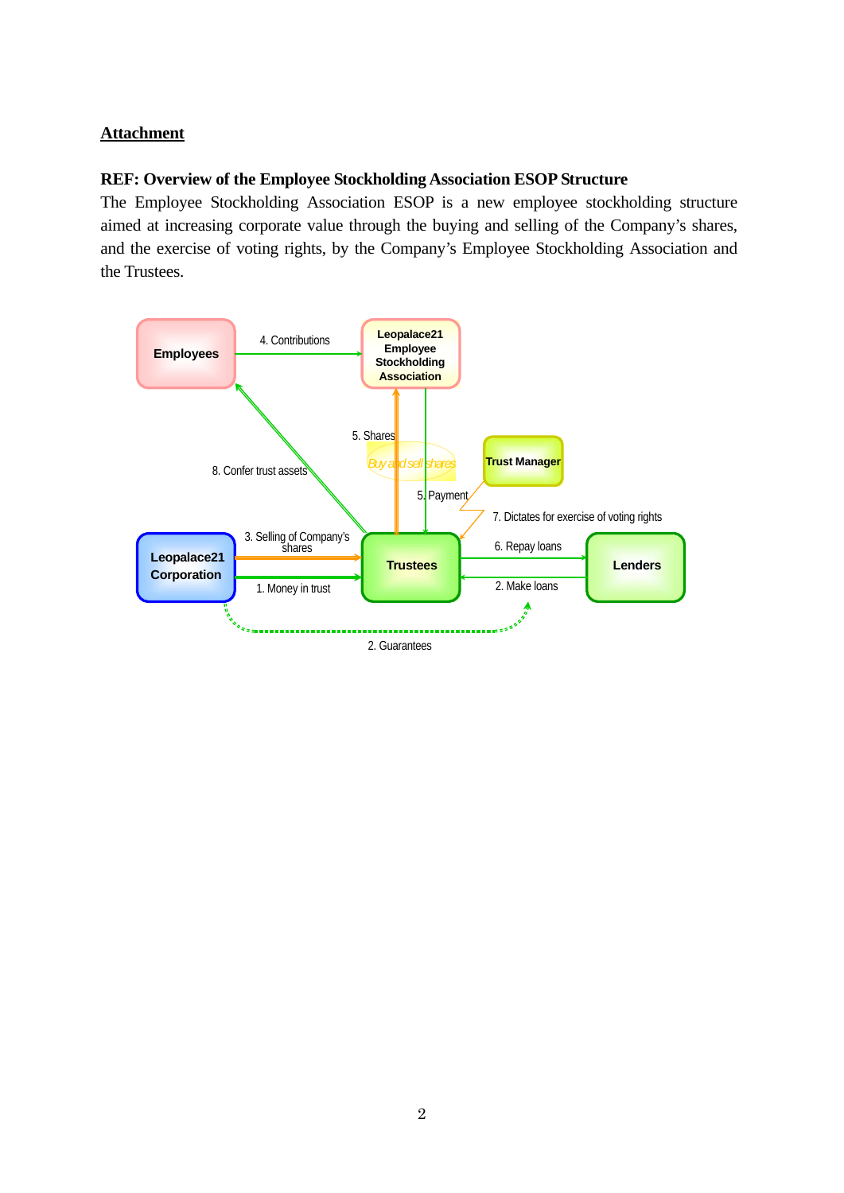**Attachment**

**REF: Overview of the Employee Stockholding Association ESOP Structure**

The Employee Stockholding Association ESOP is a new employee stockholding structure aimed at increasing corporate value through the buying and selling of the Company's shares, and the exercise of voting rights, by the Company's Employee Stockholding Association and the Trustees.

Employees

4. Contributions

Leopalace21 Employee Stockholding Association

5. Shares

Buy and sell shares

Trust Manager

8. Confer trust assets

5. Payment

7. Dictates for exercise of voting rights

Leopalace21 Corporation

3. Selling of Company's shares

Trustees

6. Repay loans

Lenders

1. Money in trust

2. Make loans

2. Guarantees